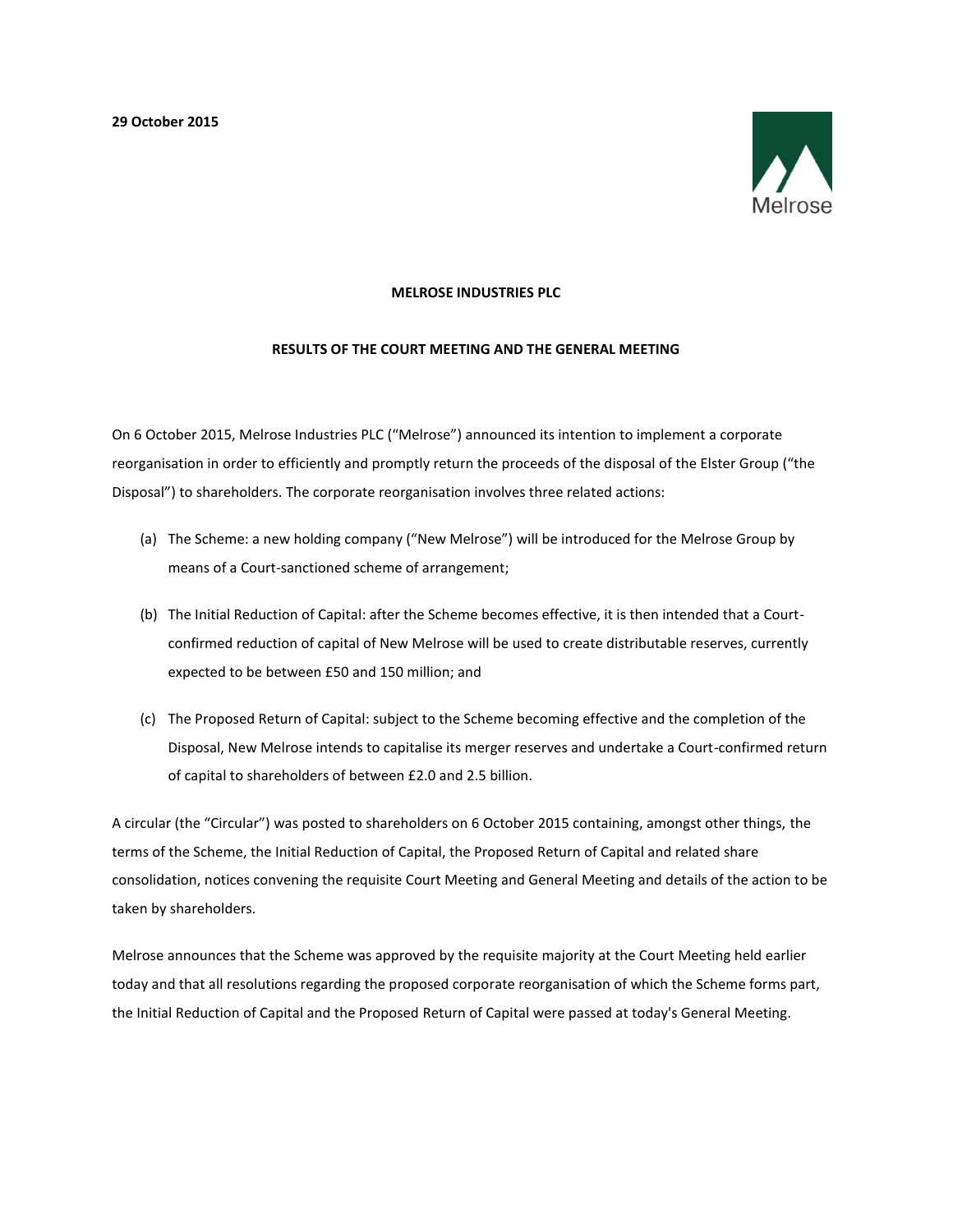**29 October 2015**

**MELROSE INDUSTRIES PLC**

**RESULTS OF THE COURT MEETING AND THE GENERAL MEETING**

On 6 October 2015, Melrose Industries PLC ("Melrose") announced its intention to implement a corporate reorganisation in order to efficiently and promptly return the proceeds of the disposal of the Elster Group ("the Disposal") to shareholders. The corporate reorganisation involves three related actions:

(a) The Scheme: a new holding company ("New Melrose") will be introduced for the Melrose Group by means of a Court-sanctioned scheme of arrangement;

(b) The Initial Reduction of Capital: after the Scheme becomes effective, it is then intended that a Court-confirmed reduction of capital of New Melrose will be used to create distributable reserves, currently expected to be between £50 and 150 million; and

(c) The Proposed Return of Capital: subject to the Scheme becoming effective and the completion of the Disposal, New Melrose intends to capitalise its merger reserves and undertake a Court-confirmed return of capital to shareholders of between £2.0 and 2.5 billion.

A circular (the "Circular") was posted to shareholders on 6 October 2015 containing, amongst other things, the terms of the Scheme, the Initial Reduction of Capital, the Proposed Return of Capital and related share consolidation, notices convening the requisite Court Meeting and General Meeting and details of the action to be taken by shareholders.

Melrose announces that the Scheme was approved by the requisite majority at the Court Meeting held earlier today and that all resolutions regarding the proposed corporate reorganisation of which the Scheme forms part, the Initial Reduction of Capital and the Proposed Return of Capital were passed at today's General Meeting.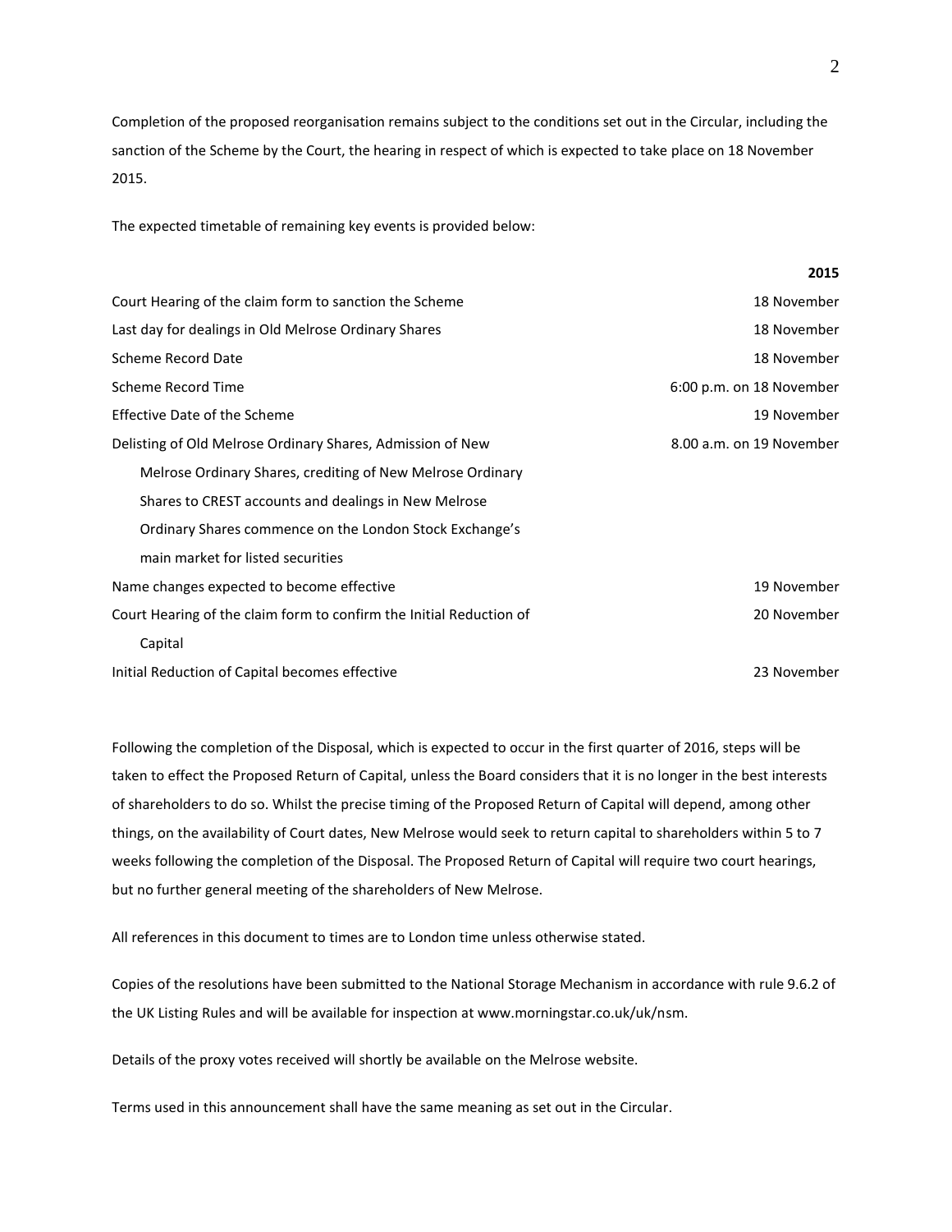Completion of the proposed reorganisation remains subject to the conditions set out in the Circular, including the sanction of the Scheme by the Court, the hearing in respect of which is expected to take place on 18 November 2015.

The expected timetable of remaining key events is provided below:

| | **2015** |
|---|---|
| Court Hearing of the claim form to sanction the Scheme | 18 November |
| Last day for dealings in Old Melrose Ordinary Shares | 18 November |
| Scheme Record Date | 18 November |
| Scheme Record Time | 6:00 p.m. on 18 November |
| Effective Date of the Scheme | 19 November |
| Delisting of Old Melrose Ordinary Shares, Admission of New Melrose Ordinary Shares, crediting of New Melrose Ordinary Shares to CREST accounts and dealings in New Melrose Ordinary Shares commence on the London Stock Exchange's main market for listed securities | 8.00 a.m. on 19 November |
| Name changes expected to become effective | 19 November |
| Court Hearing of the claim form to confirm the Initial Reduction of Capital | 20 November |
| Initial Reduction of Capital becomes effective | 23 November |

Following the completion of the Disposal, which is expected to occur in the first quarter of 2016, steps will be taken to effect the Proposed Return of Capital, unless the Board considers that it is no longer in the best interests of shareholders to do so. Whilst the precise timing of the Proposed Return of Capital will depend, among other things, on the availability of Court dates, New Melrose would seek to return capital to shareholders within 5 to 7 weeks following the completion of the Disposal. The Proposed Return of Capital will require two court hearings, but no further general meeting of the shareholders of New Melrose.

All references in this document to times are to London time unless otherwise stated.

Copies of the resolutions have been submitted to the National Storage Mechanism in accordance with rule 9.6.2 of the UK Listing Rules and will be available for inspection at www.morningstar.co.uk/uk/nsm.

Details of the proxy votes received will shortly be available on the Melrose website.

Terms used in this announcement shall have the same meaning as set out in the Circular.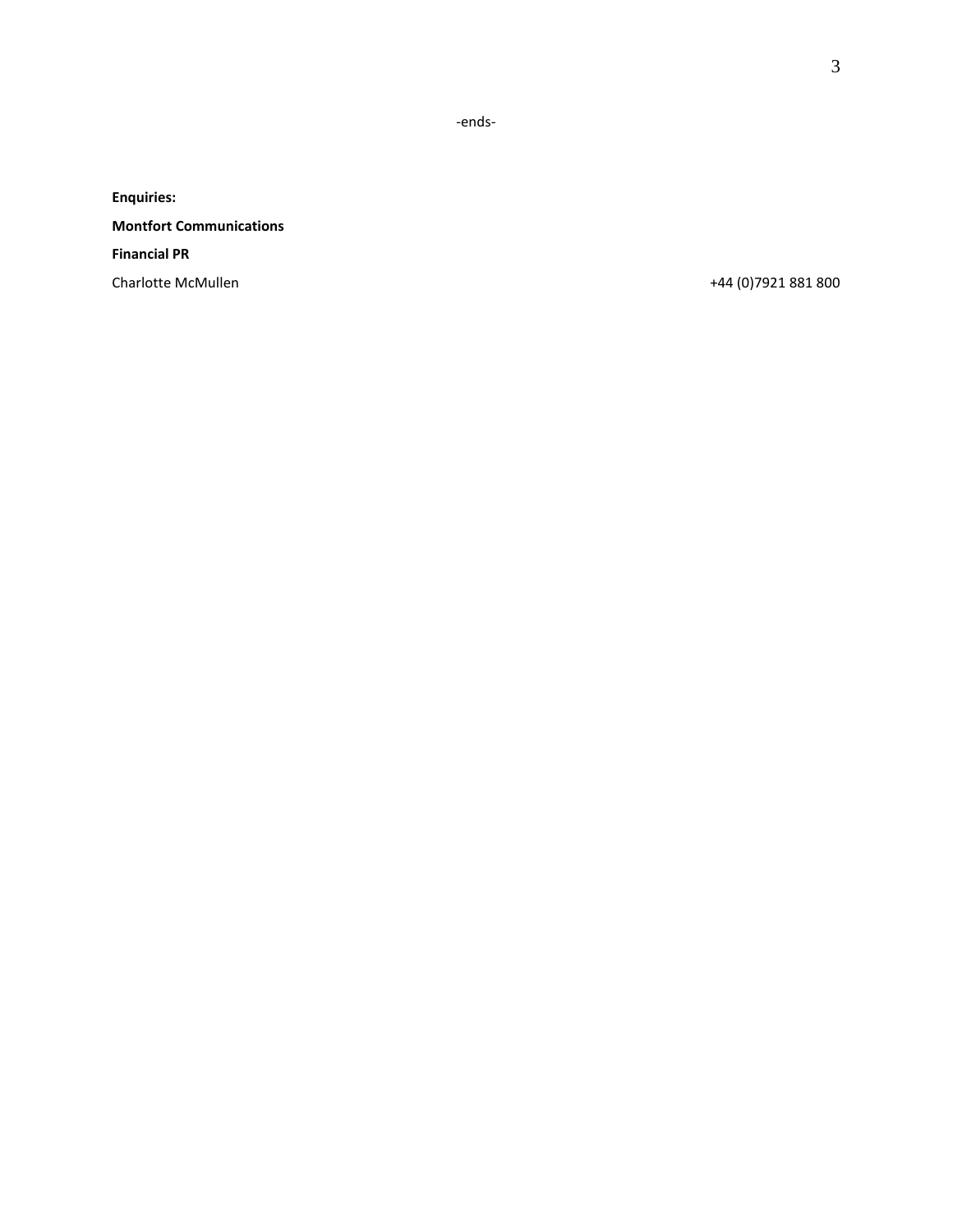-ends-

**Enquiries:**

**Montfort Communications**

**Financial PR**

| | |
|---|---|
| Charlotte McMullen | +44 (0)7921 881 800 |